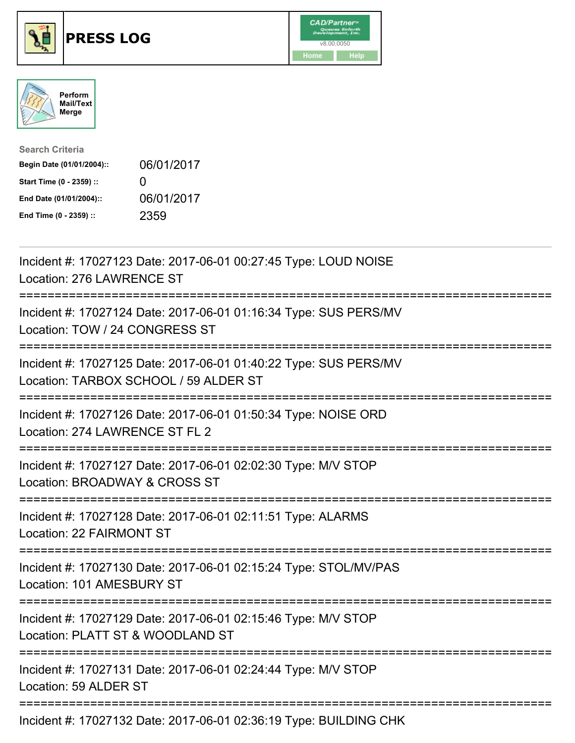# PRESS LOG

CAD/Partner™ Queues Enforth Development, Inc. v8.00.0050

Home Help

Perform Mail/Text Merge

**Search Criteria**

| | |
|---|---|
| **Begin Date (01/01/2004)::** | 06/01/2017 |
| **Start Time (0 - 2359) ::** | 0 |
| **End Date (01/01/2004)::** | 06/01/2017 |
| **End Time (0 - 2359) ::** | 2359 |

---

Incident #: 17027123 Date: 2017-06-01 00:27:45 Type: LOUD NOISE
Location: 276 LAWRENCE ST

===========================================================================

Incident #: 17027124 Date: 2017-06-01 01:16:34 Type: SUS PERS/MV
Location: TOW / 24 CONGRESS ST

===========================================================================

Incident #: 17027125 Date: 2017-06-01 01:40:22 Type: SUS PERS/MV
Location: TARBOX SCHOOL / 59 ALDER ST

===========================================================================

Incident #: 17027126 Date: 2017-06-01 01:50:34 Type: NOISE ORD
Location: 274 LAWRENCE ST FL 2

===========================================================================

Incident #: 17027127 Date: 2017-06-01 02:02:30 Type: M/V STOP
Location: BROADWAY & CROSS ST

===========================================================================

Incident #: 17027128 Date: 2017-06-01 02:11:51 Type: ALARMS
Location: 22 FAIRMONT ST

===========================================================================

Incident #: 17027130 Date: 2017-06-01 02:15:24 Type: STOL/MV/PAS
Location: 101 AMESBURY ST

===========================================================================

Incident #: 17027129 Date: 2017-06-01 02:15:46 Type: M/V STOP
Location: PLATT ST & WOODLAND ST

===========================================================================

Incident #: 17027131 Date: 2017-06-01 02:24:44 Type: M/V STOP
Location: 59 ALDER ST

===========================================================================

Incident #: 17027132 Date: 2017-06-01 02:36:19 Type: BUILDING CHK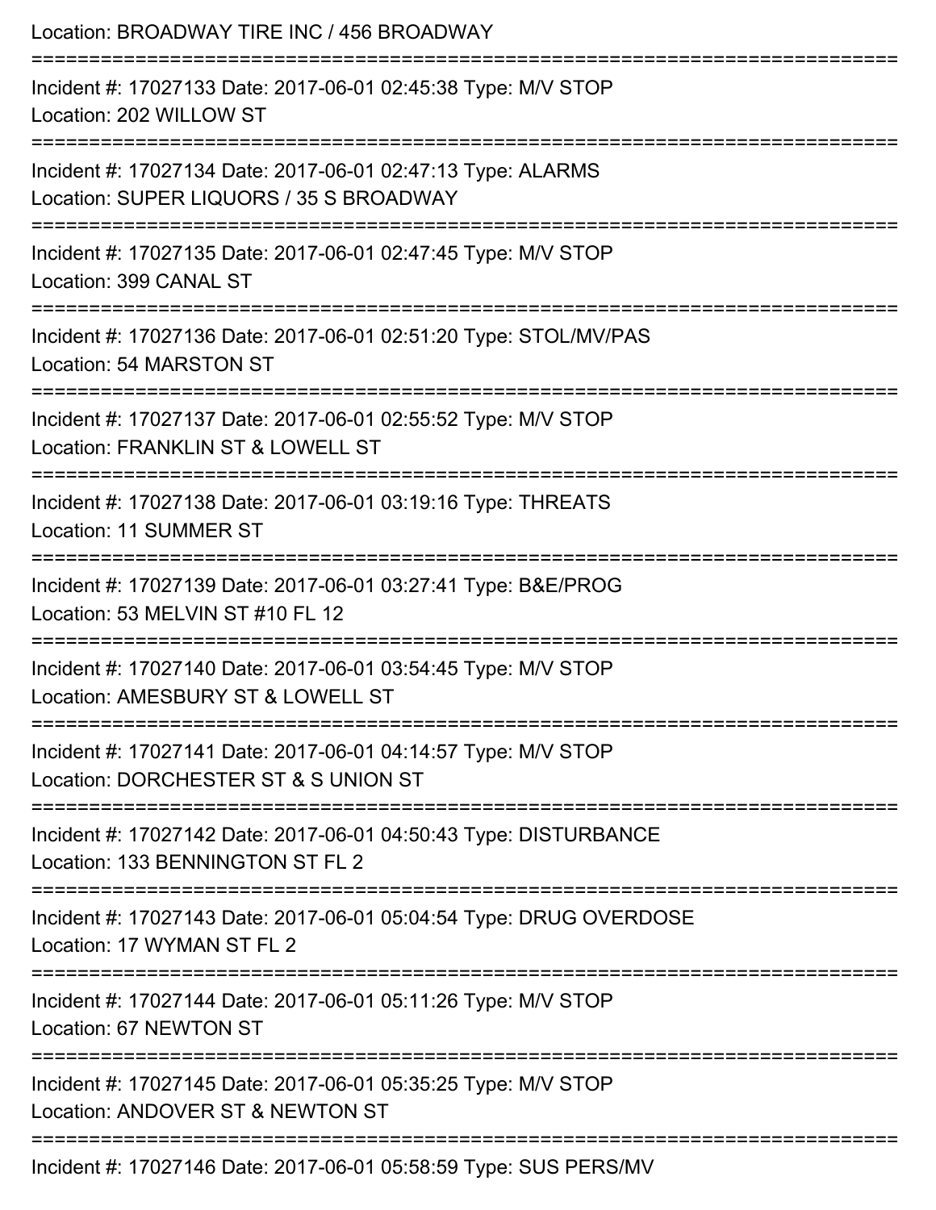Location: BROADWAY TIRE INC / 456 BROADWAY

===========================================================================

Incident #: 17027133 Date: 2017-06-01 02:45:38 Type: M/V STOP
Location: 202 WILLOW ST

===========================================================================

Incident #: 17027134 Date: 2017-06-01 02:47:13 Type: ALARMS
Location: SUPER LIQUORS / 35 S BROADWAY

===========================================================================

Incident #: 17027135 Date: 2017-06-01 02:47:45 Type: M/V STOP
Location: 399 CANAL ST

===========================================================================

Incident #: 17027136 Date: 2017-06-01 02:51:20 Type: STOL/MV/PAS
Location: 54 MARSTON ST

===========================================================================

Incident #: 17027137 Date: 2017-06-01 02:55:52 Type: M/V STOP
Location: FRANKLIN ST & LOWELL ST

===========================================================================

Incident #: 17027138 Date: 2017-06-01 03:19:16 Type: THREATS
Location: 11 SUMMER ST

===========================================================================

Incident #: 17027139 Date: 2017-06-01 03:27:41 Type: B&E/PROG
Location: 53 MELVIN ST #10 FL 12

===========================================================================

Incident #: 17027140 Date: 2017-06-01 03:54:45 Type: M/V STOP
Location: AMESBURY ST & LOWELL ST

===========================================================================

Incident #: 17027141 Date: 2017-06-01 04:14:57 Type: M/V STOP
Location: DORCHESTER ST & S UNION ST

===========================================================================

Incident #: 17027142 Date: 2017-06-01 04:50:43 Type: DISTURBANCE
Location: 133 BENNINGTON ST FL 2

===========================================================================

Incident #: 17027143 Date: 2017-06-01 05:04:54 Type: DRUG OVERDOSE
Location: 17 WYMAN ST FL 2

===========================================================================

Incident #: 17027144 Date: 2017-06-01 05:11:26 Type: M/V STOP
Location: 67 NEWTON ST

===========================================================================

Incident #: 17027145 Date: 2017-06-01 05:35:25 Type: M/V STOP
Location: ANDOVER ST & NEWTON ST

===========================================================================

Incident #: 17027146 Date: 2017-06-01 05:58:59 Type: SUS PERS/MV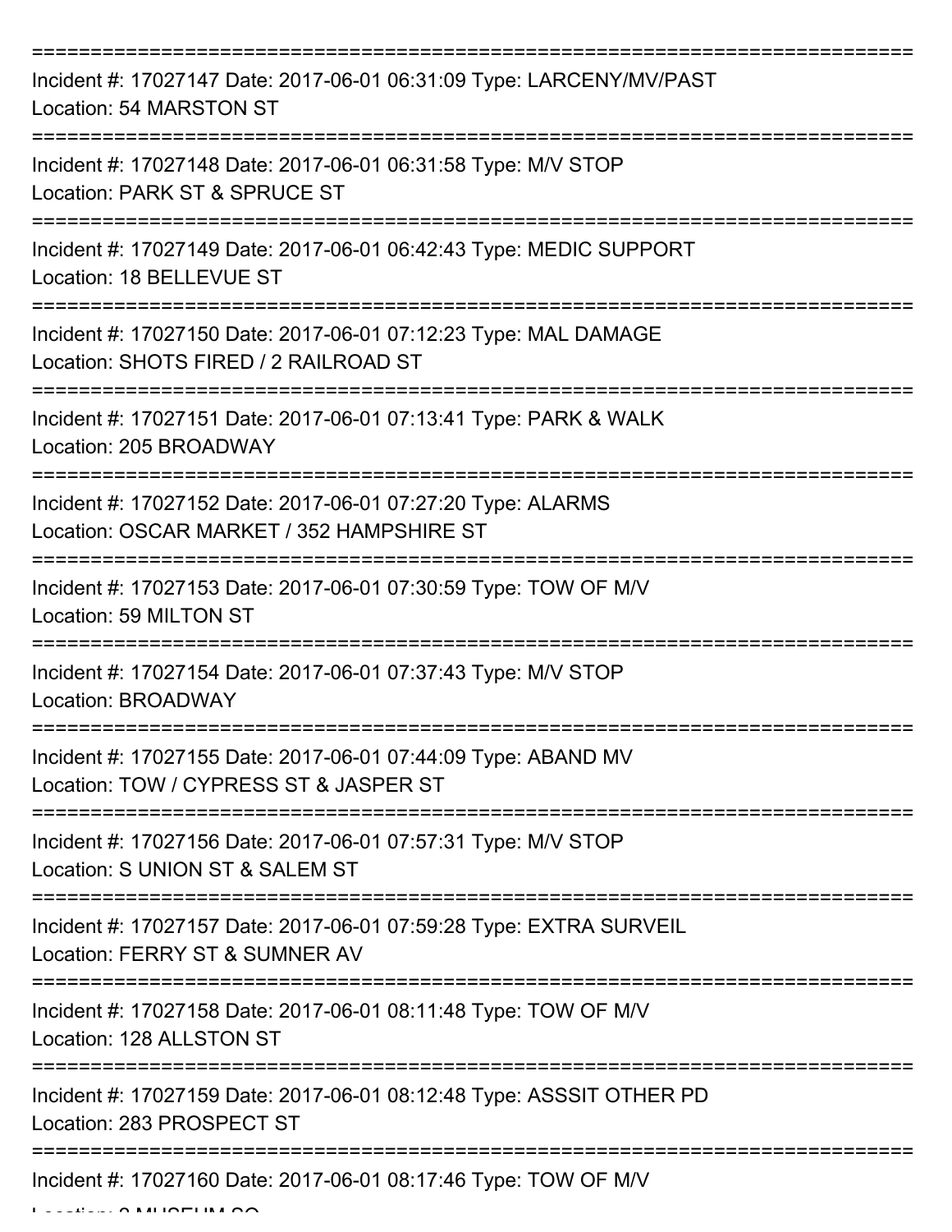===========================================================================

Incident #: 17027147 Date: 2017-06-01 06:31:09 Type: LARCENY/MV/PAST
Location: 54 MARSTON ST

===========================================================================

Incident #: 17027148 Date: 2017-06-01 06:31:58 Type: M/V STOP
Location: PARK ST & SPRUCE ST

===========================================================================

Incident #: 17027149 Date: 2017-06-01 06:42:43 Type: MEDIC SUPPORT
Location: 18 BELLEVUE ST

===========================================================================

Incident #: 17027150 Date: 2017-06-01 07:12:23 Type: MAL DAMAGE
Location: SHOTS FIRED / 2 RAILROAD ST

===========================================================================

Incident #: 17027151 Date: 2017-06-01 07:13:41 Type: PARK & WALK
Location: 205 BROADWAY

===========================================================================

Incident #: 17027152 Date: 2017-06-01 07:27:20 Type: ALARMS
Location: OSCAR MARKET / 352 HAMPSHIRE ST

===========================================================================

Incident #: 17027153 Date: 2017-06-01 07:30:59 Type: TOW OF M/V
Location: 59 MILTON ST

===========================================================================

Incident #: 17027154 Date: 2017-06-01 07:37:43 Type: M/V STOP
Location: BROADWAY

===========================================================================

Incident #: 17027155 Date: 2017-06-01 07:44:09 Type: ABAND MV
Location: TOW / CYPRESS ST & JASPER ST

===========================================================================

Incident #: 17027156 Date: 2017-06-01 07:57:31 Type: M/V STOP
Location: S UNION ST & SALEM ST

===========================================================================

Incident #: 17027157 Date: 2017-06-01 07:59:28 Type: EXTRA SURVEIL
Location: FERRY ST & SUMNER AV

===========================================================================

Incident #: 17027158 Date: 2017-06-01 08:11:48 Type: TOW OF M/V
Location: 128 ALLSTON ST

===========================================================================

Incident #: 17027159 Date: 2017-06-01 08:12:48 Type: ASSSIT OTHER PD
Location: 283 PROSPECT ST

===========================================================================

Incident #: 17027160 Date: 2017-06-01 08:17:46 Type: TOW OF M/V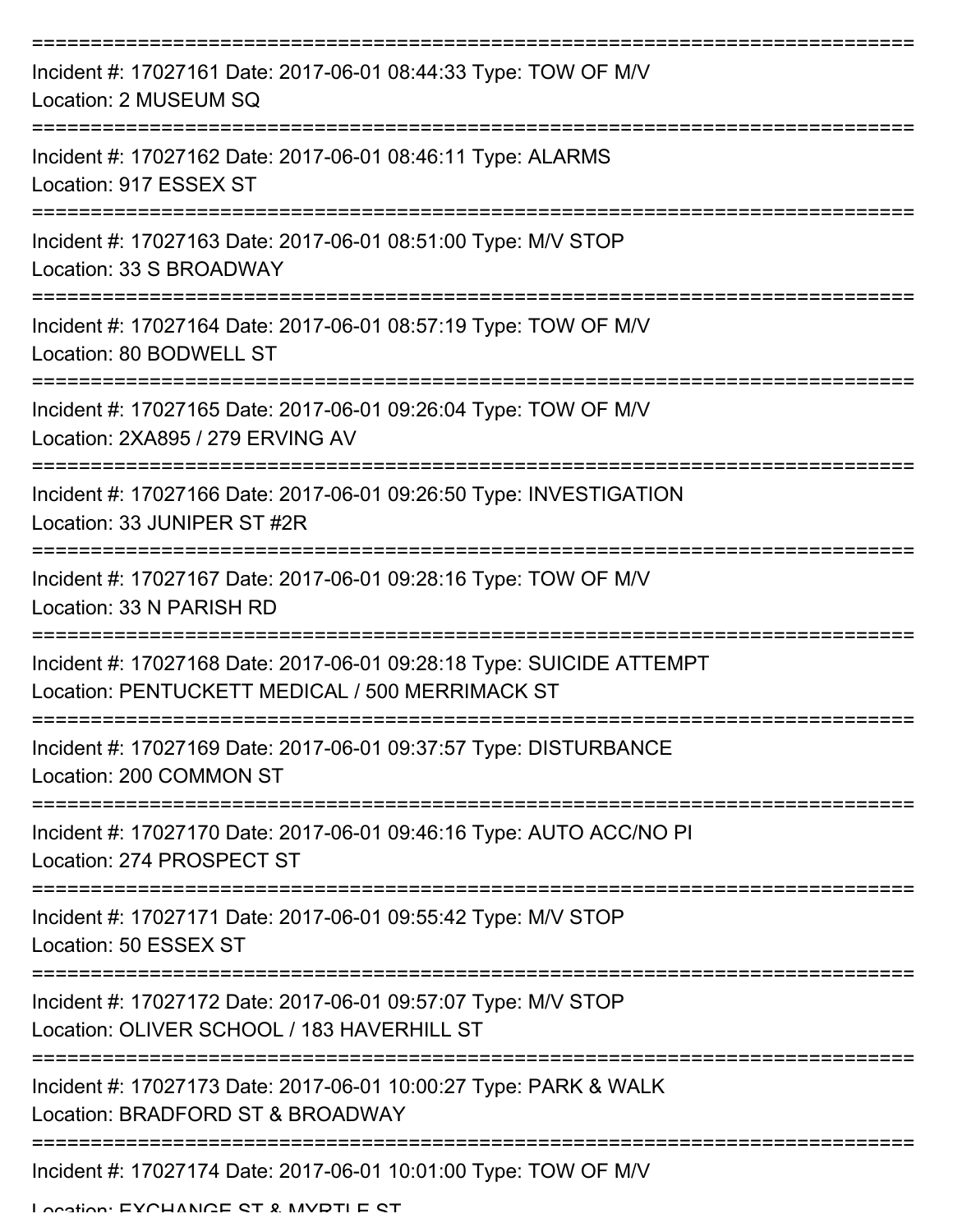===========================================================================

Incident #: 17027161 Date: 2017-06-01 08:44:33 Type: TOW OF M/V

Location: 2 MUSEUM SQ

===========================================================================

Incident #: 17027162 Date: 2017-06-01 08:46:11 Type: ALARMS

Location: 917 ESSEX ST

===========================================================================

Incident #: 17027163 Date: 2017-06-01 08:51:00 Type: M/V STOP

Location: 33 S BROADWAY

===========================================================================

Incident #: 17027164 Date: 2017-06-01 08:57:19 Type: TOW OF M/V

Location: 80 BODWELL ST

===========================================================================

Incident #: 17027165 Date: 2017-06-01 09:26:04 Type: TOW OF M/V

Location: 2XA895 / 279 ERVING AV

===========================================================================

Incident #: 17027166 Date: 2017-06-01 09:26:50 Type: INVESTIGATION

Location: 33 JUNIPER ST #2R

===========================================================================

Incident #: 17027167 Date: 2017-06-01 09:28:16 Type: TOW OF M/V

Location: 33 N PARISH RD

===========================================================================

Incident #: 17027168 Date: 2017-06-01 09:28:18 Type: SUICIDE ATTEMPT

Location: PENTUCKETT MEDICAL / 500 MERRIMACK ST

===========================================================================

Incident #: 17027169 Date: 2017-06-01 09:37:57 Type: DISTURBANCE

Location: 200 COMMON ST

===========================================================================

Incident #: 17027170 Date: 2017-06-01 09:46:16 Type: AUTO ACC/NO PI

Location: 274 PROSPECT ST

===========================================================================

Incident #: 17027171 Date: 2017-06-01 09:55:42 Type: M/V STOP

Location: 50 ESSEX ST

===========================================================================

Incident #: 17027172 Date: 2017-06-01 09:57:07 Type: M/V STOP

Location: OLIVER SCHOOL / 183 HAVERHILL ST

===========================================================================

Incident #: 17027173 Date: 2017-06-01 10:00:27 Type: PARK & WALK

Location: BRADFORD ST & BROADWAY

===========================================================================

Incident #: 17027174 Date: 2017-06-01 10:01:00 Type: TOW OF M/V

Location: EXCHANGE ST & MYRTLE ST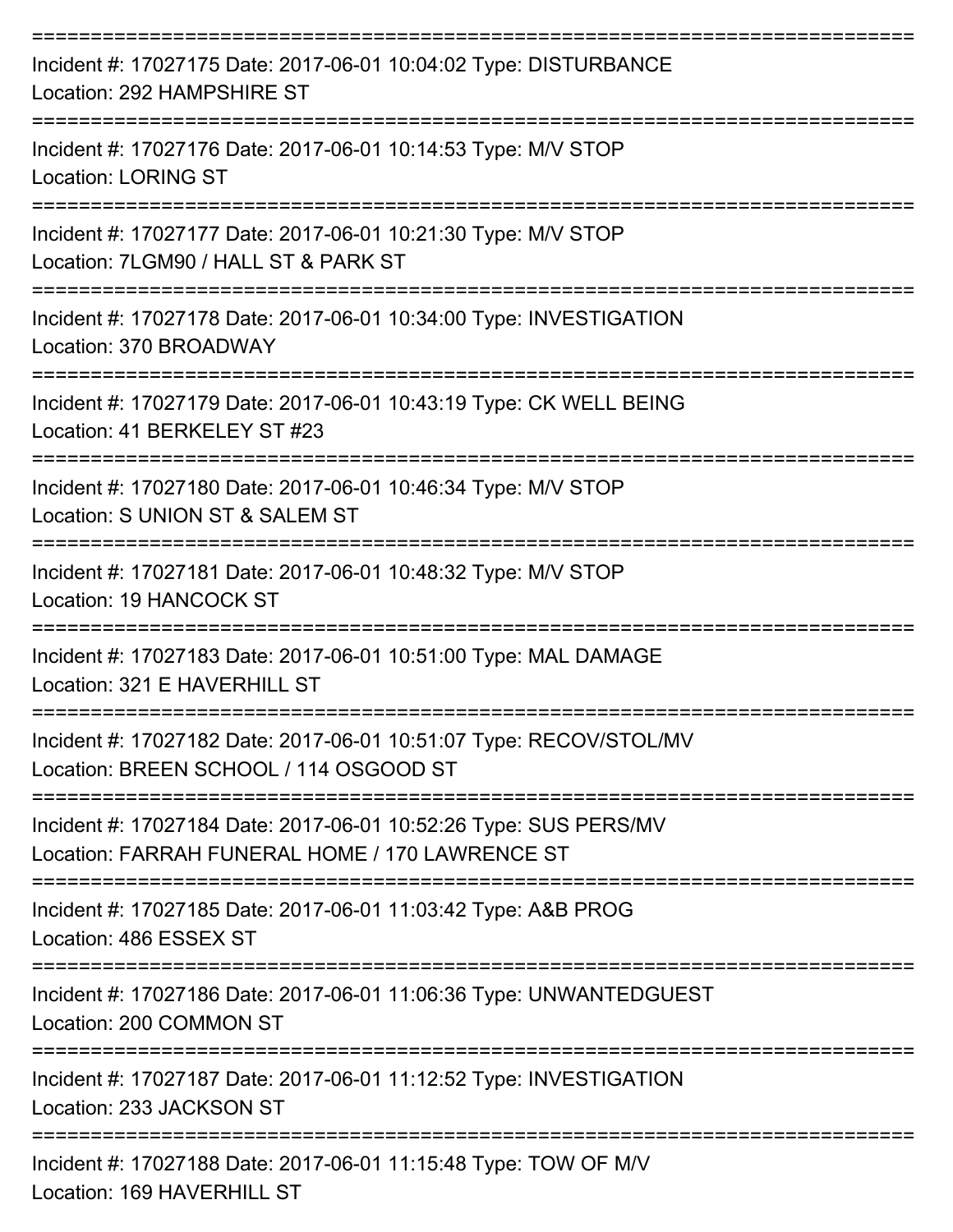===========================================================================

Incident #: 17027175 Date: 2017-06-01 10:04:02 Type: DISTURBANCE
Location: 292 HAMPSHIRE ST

===========================================================================

Incident #: 17027176 Date: 2017-06-01 10:14:53 Type: M/V STOP
Location: LORING ST

===========================================================================

Incident #: 17027177 Date: 2017-06-01 10:21:30 Type: M/V STOP
Location: 7LGM90 / HALL ST & PARK ST

===========================================================================

Incident #: 17027178 Date: 2017-06-01 10:34:00 Type: INVESTIGATION
Location: 370 BROADWAY

===========================================================================

Incident #: 17027179 Date: 2017-06-01 10:43:19 Type: CK WELL BEING
Location: 41 BERKELEY ST #23

===========================================================================

Incident #: 17027180 Date: 2017-06-01 10:46:34 Type: M/V STOP
Location: S UNION ST & SALEM ST

===========================================================================

Incident #: 17027181 Date: 2017-06-01 10:48:32 Type: M/V STOP
Location: 19 HANCOCK ST

===========================================================================

Incident #: 17027183 Date: 2017-06-01 10:51:00 Type: MAL DAMAGE
Location: 321 E HAVERHILL ST

===========================================================================

Incident #: 17027182 Date: 2017-06-01 10:51:07 Type: RECOV/STOL/MV
Location: BREEN SCHOOL / 114 OSGOOD ST

===========================================================================

Incident #: 17027184 Date: 2017-06-01 10:52:26 Type: SUS PERS/MV
Location: FARRAH FUNERAL HOME / 170 LAWRENCE ST

===========================================================================

Incident #: 17027185 Date: 2017-06-01 11:03:42 Type: A&B PROG
Location: 486 ESSEX ST

===========================================================================

Incident #: 17027186 Date: 2017-06-01 11:06:36 Type: UNWANTEDGUEST
Location: 200 COMMON ST

===========================================================================

Incident #: 17027187 Date: 2017-06-01 11:12:52 Type: INVESTIGATION
Location: 233 JACKSON ST

===========================================================================

Incident #: 17027188 Date: 2017-06-01 11:15:48 Type: TOW OF M/V
Location: 169 HAVERHILL ST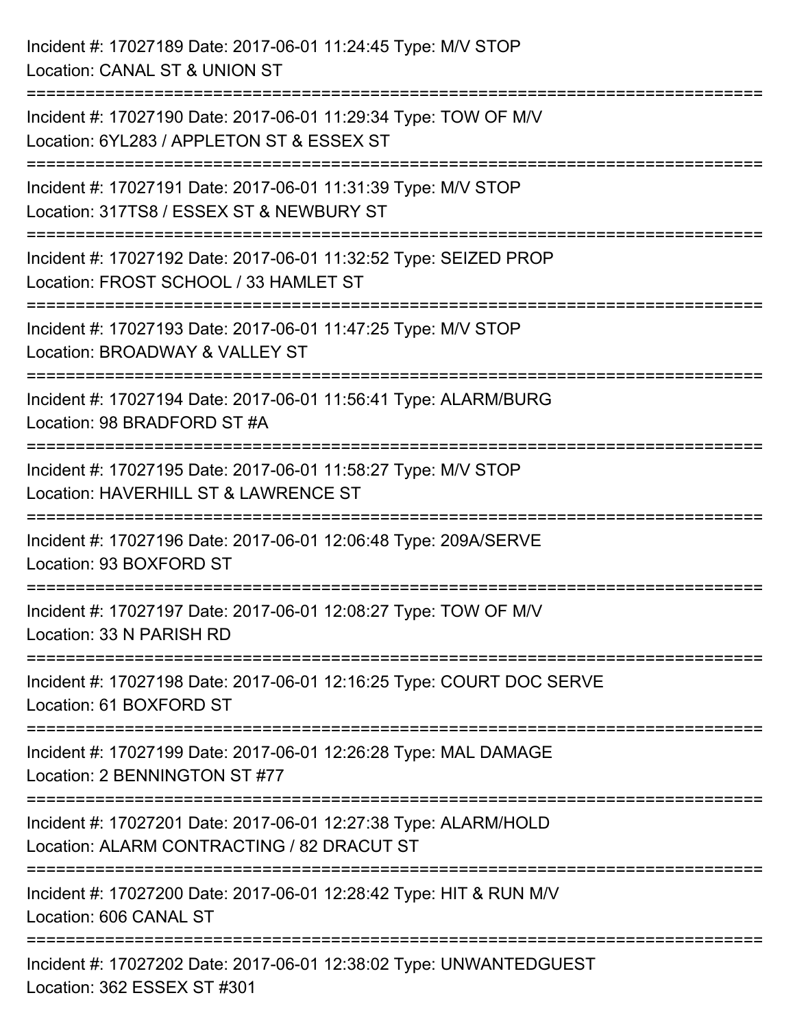Incident #: 17027189 Date: 2017-06-01 11:24:45 Type: M/V STOP
Location: CANAL ST & UNION ST

===========================================================================

Incident #: 17027190 Date: 2017-06-01 11:29:34 Type: TOW OF M/V
Location: 6YL283 / APPLETON ST & ESSEX ST

===========================================================================

Incident #: 17027191 Date: 2017-06-01 11:31:39 Type: M/V STOP
Location: 317TS8 / ESSEX ST & NEWBURY ST

===========================================================================

Incident #: 17027192 Date: 2017-06-01 11:32:52 Type: SEIZED PROP
Location: FROST SCHOOL / 33 HAMLET ST

===========================================================================

Incident #: 17027193 Date: 2017-06-01 11:47:25 Type: M/V STOP
Location: BROADWAY & VALLEY ST

===========================================================================

Incident #: 17027194 Date: 2017-06-01 11:56:41 Type: ALARM/BURG
Location: 98 BRADFORD ST #A

===========================================================================

Incident #: 17027195 Date: 2017-06-01 11:58:27 Type: M/V STOP
Location: HAVERHILL ST & LAWRENCE ST

===========================================================================

Incident #: 17027196 Date: 2017-06-01 12:06:48 Type: 209A/SERVE
Location: 93 BOXFORD ST

===========================================================================

Incident #: 17027197 Date: 2017-06-01 12:08:27 Type: TOW OF M/V
Location: 33 N PARISH RD

===========================================================================

Incident #: 17027198 Date: 2017-06-01 12:16:25 Type: COURT DOC SERVE
Location: 61 BOXFORD ST

===========================================================================

Incident #: 17027199 Date: 2017-06-01 12:26:28 Type: MAL DAMAGE
Location: 2 BENNINGTON ST #77

===========================================================================

Incident #: 17027201 Date: 2017-06-01 12:27:38 Type: ALARM/HOLD
Location: ALARM CONTRACTING / 82 DRACUT ST

===========================================================================

Incident #: 17027200 Date: 2017-06-01 12:28:42 Type: HIT & RUN M/V
Location: 606 CANAL ST

===========================================================================

Incident #: 17027202 Date: 2017-06-01 12:38:02 Type: UNWANTEDGUEST
Location: 362 ESSEX ST #301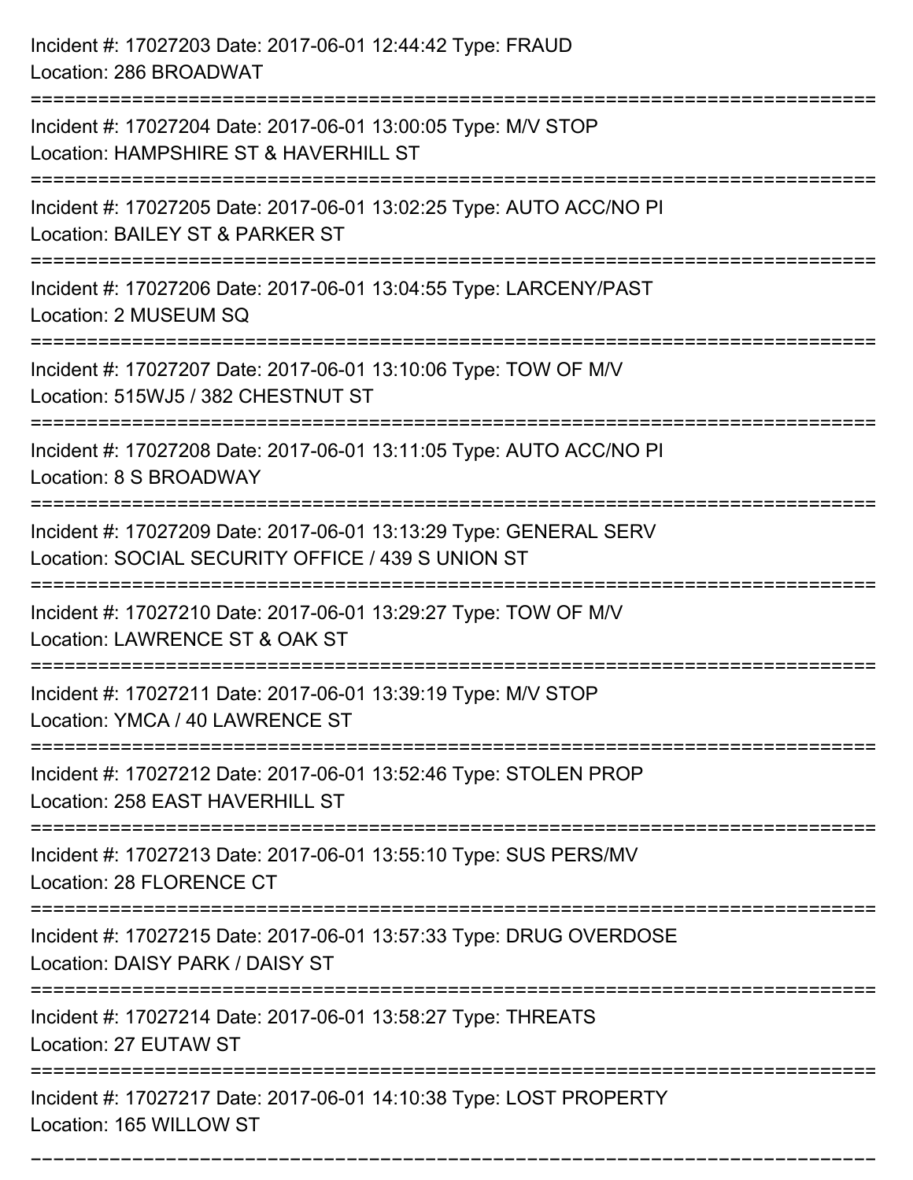Incident #: 17027203 Date: 2017-06-01 12:44:42 Type: FRAUD
Location: 286 BROADWAT

===========================================================================

Incident #: 17027204 Date: 2017-06-01 13:00:05 Type: M/V STOP
Location: HAMPSHIRE ST & HAVERHILL ST

===========================================================================

Incident #: 17027205 Date: 2017-06-01 13:02:25 Type: AUTO ACC/NO PI
Location: BAILEY ST & PARKER ST

===========================================================================

Incident #: 17027206 Date: 2017-06-01 13:04:55 Type: LARCENY/PAST
Location: 2 MUSEUM SQ

===========================================================================

Incident #: 17027207 Date: 2017-06-01 13:10:06 Type: TOW OF M/V
Location: 515WJ5 / 382 CHESTNUT ST

===========================================================================

Incident #: 17027208 Date: 2017-06-01 13:11:05 Type: AUTO ACC/NO PI
Location: 8 S BROADWAY

===========================================================================

Incident #: 17027209 Date: 2017-06-01 13:13:29 Type: GENERAL SERV
Location: SOCIAL SECURITY OFFICE / 439 S UNION ST

===========================================================================

Incident #: 17027210 Date: 2017-06-01 13:29:27 Type: TOW OF M/V
Location: LAWRENCE ST & OAK ST

===========================================================================

Incident #: 17027211 Date: 2017-06-01 13:39:19 Type: M/V STOP
Location: YMCA / 40 LAWRENCE ST

===========================================================================

Incident #: 17027212 Date: 2017-06-01 13:52:46 Type: STOLEN PROP
Location: 258 EAST HAVERHILL ST

===========================================================================

Incident #: 17027213 Date: 2017-06-01 13:55:10 Type: SUS PERS/MV
Location: 28 FLORENCE CT

===========================================================================

Incident #: 17027215 Date: 2017-06-01 13:57:33 Type: DRUG OVERDOSE
Location: DAISY PARK / DAISY ST

===========================================================================

Incident #: 17027214 Date: 2017-06-01 13:58:27 Type: THREATS
Location: 27 EUTAW ST

===========================================================================

Incident #: 17027217 Date: 2017-06-01 14:10:38 Type: LOST PROPERTY
Location: 165 WILLOW ST

===========================================================================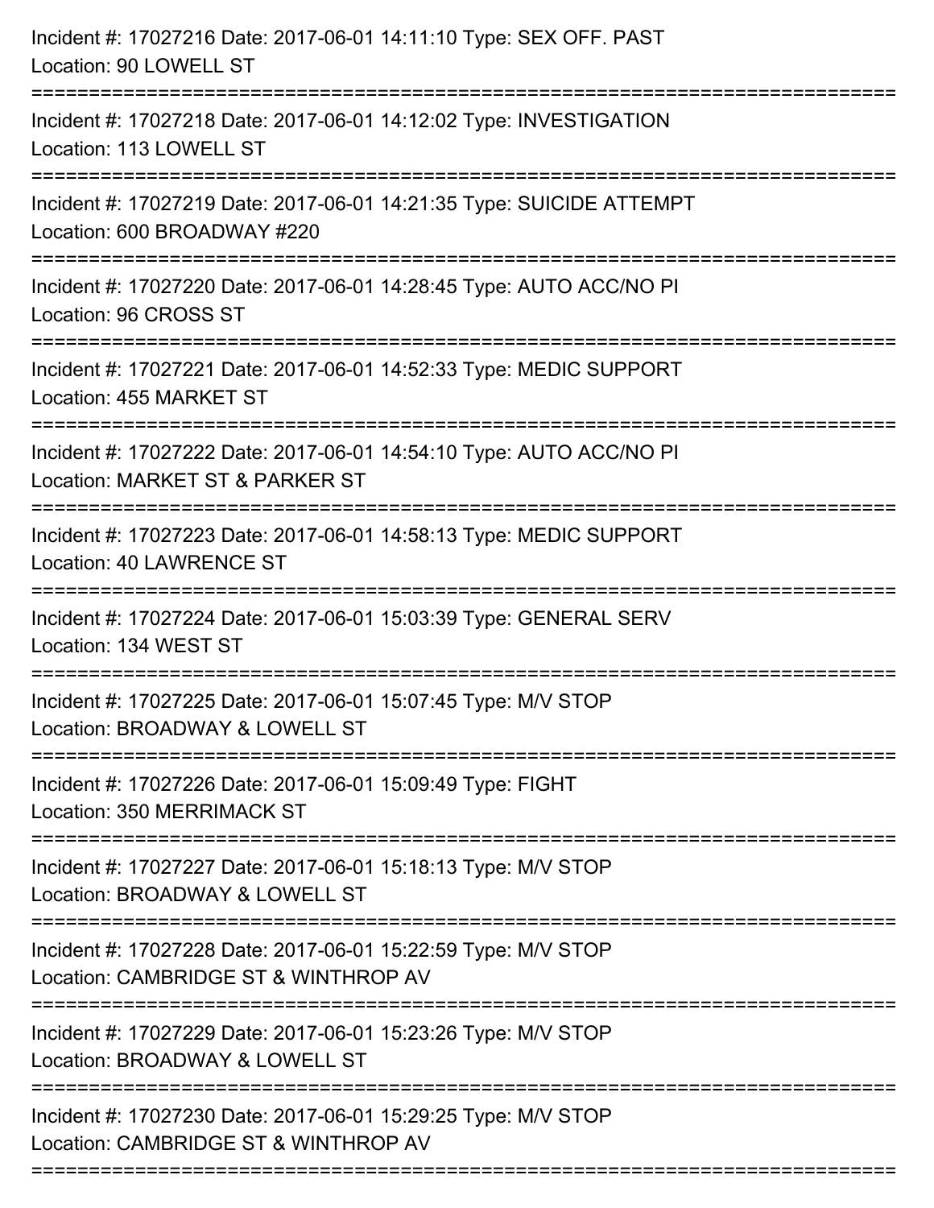Incident #: 17027216 Date: 2017-06-01 14:11:10 Type: SEX OFF. PAST
Location: 90 LOWELL ST

===========================================================================

Incident #: 17027218 Date: 2017-06-01 14:12:02 Type: INVESTIGATION
Location: 113 LOWELL ST

===========================================================================

Incident #: 17027219 Date: 2017-06-01 14:21:35 Type: SUICIDE ATTEMPT
Location: 600 BROADWAY #220

===========================================================================

Incident #: 17027220 Date: 2017-06-01 14:28:45 Type: AUTO ACC/NO PI
Location: 96 CROSS ST

===========================================================================

Incident #: 17027221 Date: 2017-06-01 14:52:33 Type: MEDIC SUPPORT
Location: 455 MARKET ST

===========================================================================

Incident #: 17027222 Date: 2017-06-01 14:54:10 Type: AUTO ACC/NO PI
Location: MARKET ST & PARKER ST

===========================================================================

Incident #: 17027223 Date: 2017-06-01 14:58:13 Type: MEDIC SUPPORT
Location: 40 LAWRENCE ST

===========================================================================

Incident #: 17027224 Date: 2017-06-01 15:03:39 Type: GENERAL SERV
Location: 134 WEST ST

===========================================================================

Incident #: 17027225 Date: 2017-06-01 15:07:45 Type: M/V STOP
Location: BROADWAY & LOWELL ST

===========================================================================

Incident #: 17027226 Date: 2017-06-01 15:09:49 Type: FIGHT
Location: 350 MERRIMACK ST

===========================================================================

Incident #: 17027227 Date: 2017-06-01 15:18:13 Type: M/V STOP
Location: BROADWAY & LOWELL ST

===========================================================================

Incident #: 17027228 Date: 2017-06-01 15:22:59 Type: M/V STOP
Location: CAMBRIDGE ST & WINTHROP AV

===========================================================================

Incident #: 17027229 Date: 2017-06-01 15:23:26 Type: M/V STOP
Location: BROADWAY & LOWELL ST

===========================================================================

Incident #: 17027230 Date: 2017-06-01 15:29:25 Type: M/V STOP
Location: CAMBRIDGE ST & WINTHROP AV

===========================================================================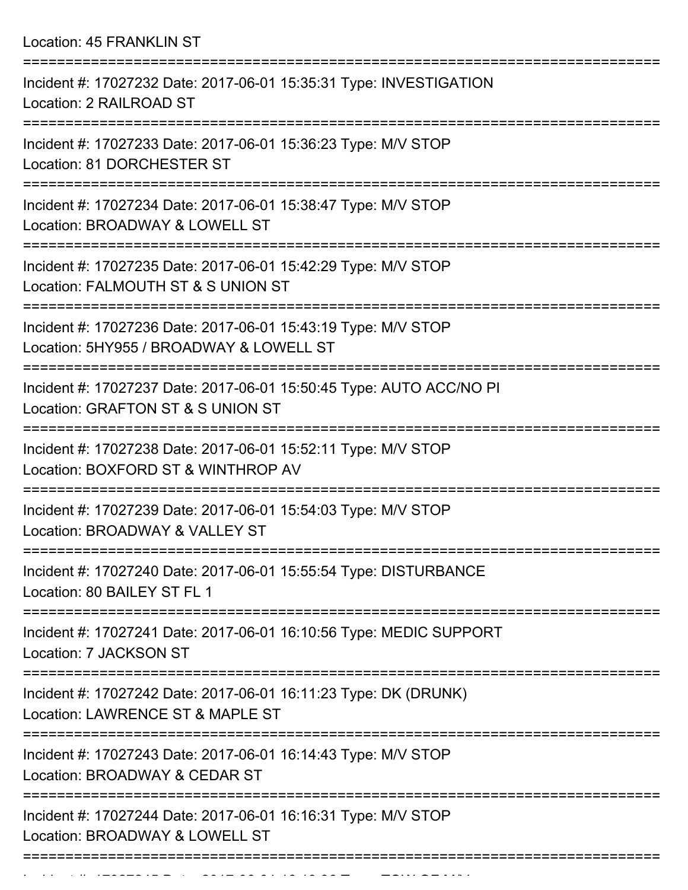Location: 45 FRANKLIN ST

===========================================================================

Incident #: 17027232 Date: 2017-06-01 15:35:31 Type: INVESTIGATION
Location: 2 RAILROAD ST

===========================================================================

Incident #: 17027233 Date: 2017-06-01 15:36:23 Type: M/V STOP
Location: 81 DORCHESTER ST

===========================================================================

Incident #: 17027234 Date: 2017-06-01 15:38:47 Type: M/V STOP
Location: BROADWAY & LOWELL ST

===========================================================================

Incident #: 17027235 Date: 2017-06-01 15:42:29 Type: M/V STOP
Location: FALMOUTH ST & S UNION ST

===========================================================================

Incident #: 17027236 Date: 2017-06-01 15:43:19 Type: M/V STOP
Location: 5HY955 / BROADWAY & LOWELL ST

===========================================================================

Incident #: 17027237 Date: 2017-06-01 15:50:45 Type: AUTO ACC/NO PI
Location: GRAFTON ST & S UNION ST

===========================================================================

Incident #: 17027238 Date: 2017-06-01 15:52:11 Type: M/V STOP
Location: BOXFORD ST & WINTHROP AV

===========================================================================

Incident #: 17027239 Date: 2017-06-01 15:54:03 Type: M/V STOP
Location: BROADWAY & VALLEY ST

===========================================================================

Incident #: 17027240 Date: 2017-06-01 15:55:54 Type: DISTURBANCE
Location: 80 BAILEY ST FL 1

===========================================================================

Incident #: 17027241 Date: 2017-06-01 16:10:56 Type: MEDIC SUPPORT
Location: 7 JACKSON ST

===========================================================================

Incident #: 17027242 Date: 2017-06-01 16:11:23 Type: DK (DRUNK)
Location: LAWRENCE ST & MAPLE ST

===========================================================================

Incident #: 17027243 Date: 2017-06-01 16:14:43 Type: M/V STOP
Location: BROADWAY & CEDAR ST

===========================================================================

Incident #: 17027244 Date: 2017-06-01 16:16:31 Type: M/V STOP
Location: BROADWAY & LOWELL ST

===========================================================================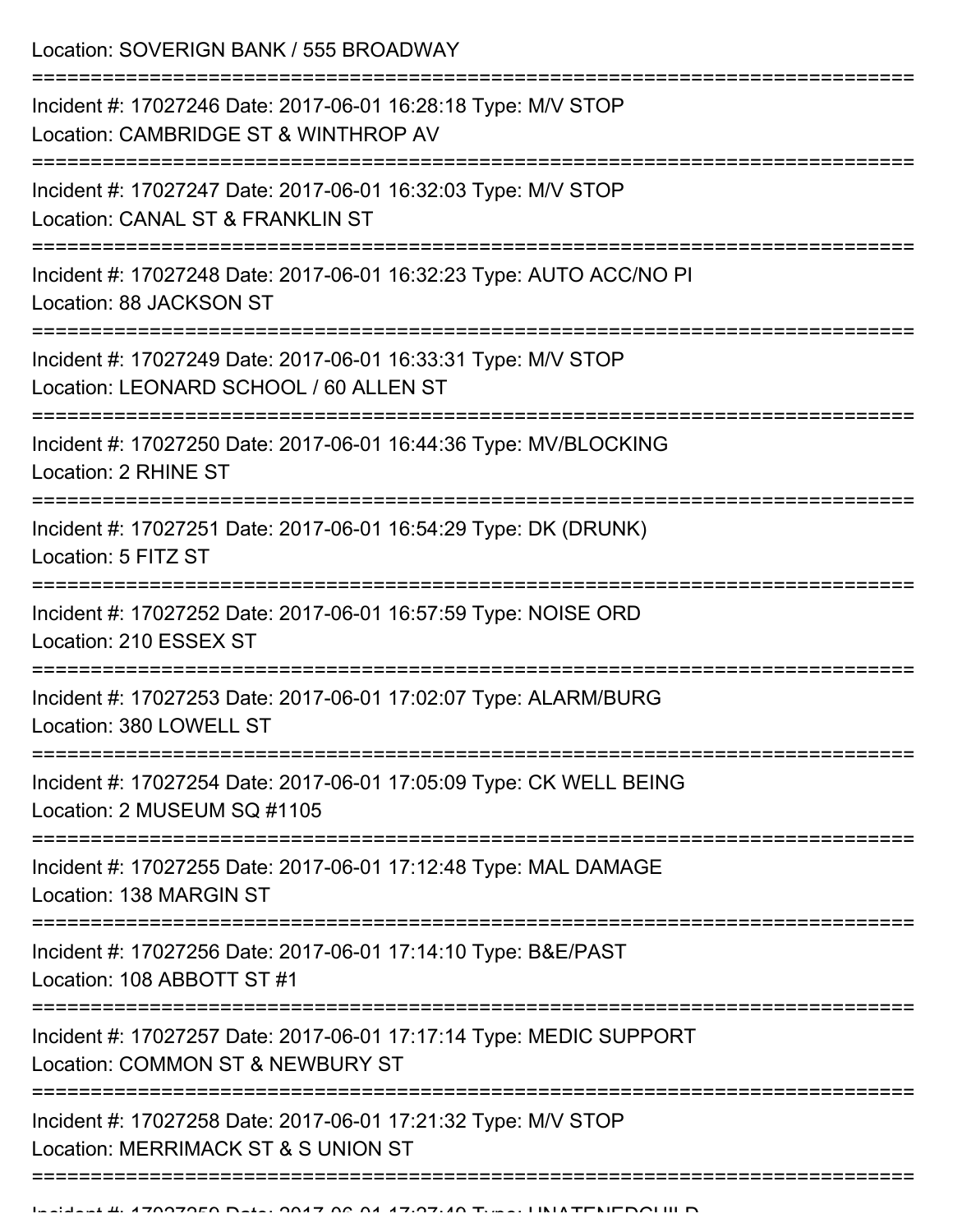Location: SOVERIGN BANK / 555 BROADWAY

===========================================================================

Incident #: 17027246 Date: 2017-06-01 16:28:18 Type: M/V STOP
Location: CAMBRIDGE ST & WINTHROP AV

===========================================================================

Incident #: 17027247 Date: 2017-06-01 16:32:03 Type: M/V STOP
Location: CANAL ST & FRANKLIN ST

===========================================================================

Incident #: 17027248 Date: 2017-06-01 16:32:23 Type: AUTO ACC/NO PI
Location: 88 JACKSON ST

===========================================================================

Incident #: 17027249 Date: 2017-06-01 16:33:31 Type: M/V STOP
Location: LEONARD SCHOOL / 60 ALLEN ST

===========================================================================

Incident #: 17027250 Date: 2017-06-01 16:44:36 Type: MV/BLOCKING
Location: 2 RHINE ST

===========================================================================

Incident #: 17027251 Date: 2017-06-01 16:54:29 Type: DK (DRUNK)
Location: 5 FITZ ST

===========================================================================

Incident #: 17027252 Date: 2017-06-01 16:57:59 Type: NOISE ORD
Location: 210 ESSEX ST

===========================================================================

Incident #: 17027253 Date: 2017-06-01 17:02:07 Type: ALARM/BURG
Location: 380 LOWELL ST

===========================================================================

Incident #: 17027254 Date: 2017-06-01 17:05:09 Type: CK WELL BEING
Location: 2 MUSEUM SQ #1105

===========================================================================

Incident #: 17027255 Date: 2017-06-01 17:12:48 Type: MAL DAMAGE
Location: 138 MARGIN ST

===========================================================================

Incident #: 17027256 Date: 2017-06-01 17:14:10 Type: B&E/PAST
Location: 108 ABBOTT ST #1

===========================================================================

Incident #: 17027257 Date: 2017-06-01 17:17:14 Type: MEDIC SUPPORT
Location: COMMON ST & NEWBURY ST

===========================================================================

Incident #: 17027258 Date: 2017-06-01 17:21:32 Type: M/V STOP
Location: MERRIMACK ST & S UNION ST

===========================================================================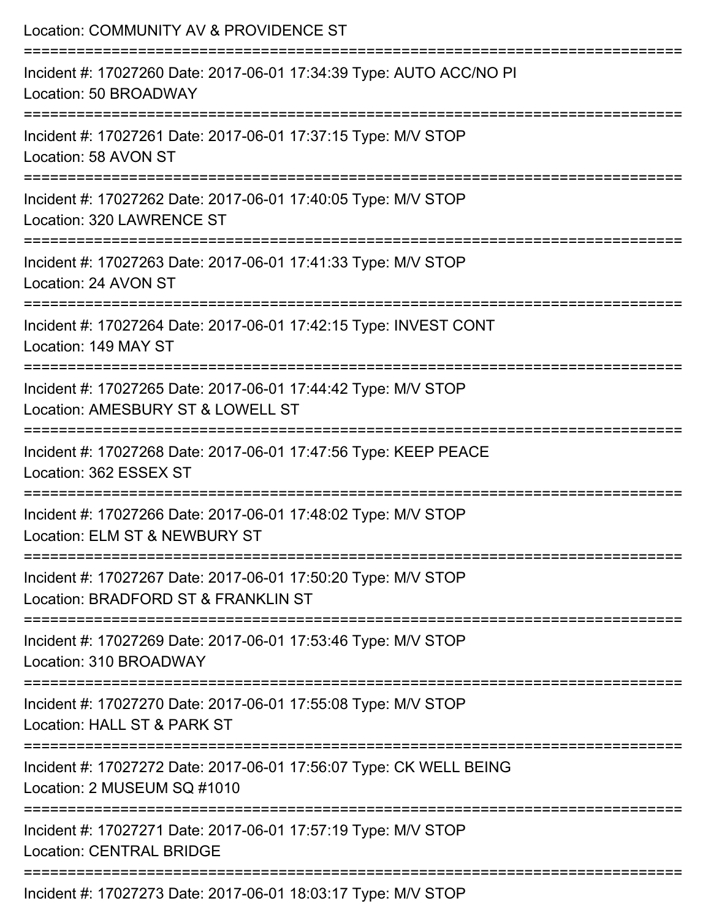Location: COMMUNITY AV & PROVIDENCE ST

===========================================================================

Incident #: 17027260 Date: 2017-06-01 17:34:39 Type: AUTO ACC/NO PI
Location: 50 BROADWAY

===========================================================================

Incident #: 17027261 Date: 2017-06-01 17:37:15 Type: M/V STOP
Location: 58 AVON ST

===========================================================================

Incident #: 17027262 Date: 2017-06-01 17:40:05 Type: M/V STOP
Location: 320 LAWRENCE ST

===========================================================================

Incident #: 17027263 Date: 2017-06-01 17:41:33 Type: M/V STOP
Location: 24 AVON ST

===========================================================================

Incident #: 17027264 Date: 2017-06-01 17:42:15 Type: INVEST CONT
Location: 149 MAY ST

===========================================================================

Incident #: 17027265 Date: 2017-06-01 17:44:42 Type: M/V STOP
Location: AMESBURY ST & LOWELL ST

===========================================================================

Incident #: 17027268 Date: 2017-06-01 17:47:56 Type: KEEP PEACE
Location: 362 ESSEX ST

===========================================================================

Incident #: 17027266 Date: 2017-06-01 17:48:02 Type: M/V STOP
Location: ELM ST & NEWBURY ST

===========================================================================

Incident #: 17027267 Date: 2017-06-01 17:50:20 Type: M/V STOP
Location: BRADFORD ST & FRANKLIN ST

===========================================================================

Incident #: 17027269 Date: 2017-06-01 17:53:46 Type: M/V STOP
Location: 310 BROADWAY

===========================================================================

Incident #: 17027270 Date: 2017-06-01 17:55:08 Type: M/V STOP
Location: HALL ST & PARK ST

===========================================================================

Incident #: 17027272 Date: 2017-06-01 17:56:07 Type: CK WELL BEING
Location: 2 MUSEUM SQ #1010

===========================================================================

Incident #: 17027271 Date: 2017-06-01 17:57:19 Type: M/V STOP
Location: CENTRAL BRIDGE

===========================================================================

Incident #: 17027273 Date: 2017-06-01 18:03:17 Type: M/V STOP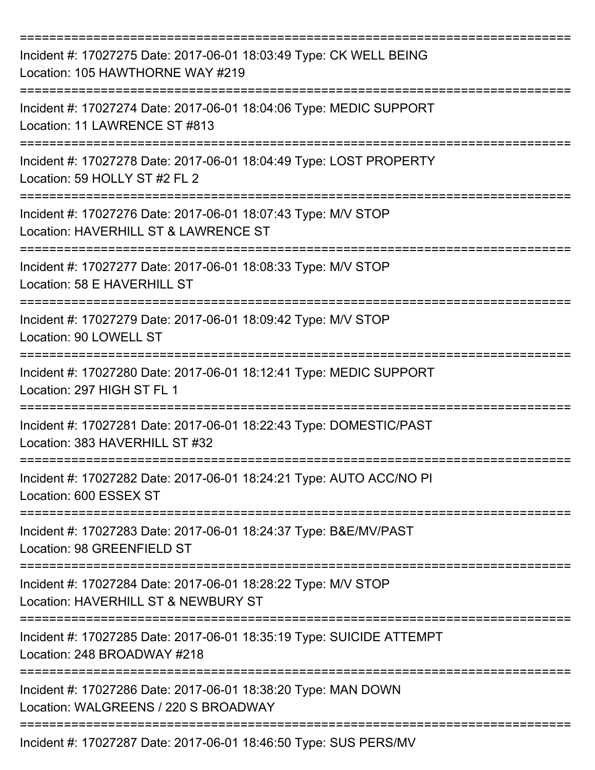Incident #: 17027275 Date: 2017-06-01 18:03:49 Type: CK WELL BEING
Location: 105 HAWTHORNE WAY #219

Incident #: 17027274 Date: 2017-06-01 18:04:06 Type: MEDIC SUPPORT
Location: 11 LAWRENCE ST #813

Incident #: 17027278 Date: 2017-06-01 18:04:49 Type: LOST PROPERTY
Location: 59 HOLLY ST #2 FL 2

Incident #: 17027276 Date: 2017-06-01 18:07:43 Type: M/V STOP
Location: HAVERHILL ST & LAWRENCE ST

Incident #: 17027277 Date: 2017-06-01 18:08:33 Type: M/V STOP
Location: 58 E HAVERHILL ST

Incident #: 17027279 Date: 2017-06-01 18:09:42 Type: M/V STOP
Location: 90 LOWELL ST

Incident #: 17027280 Date: 2017-06-01 18:12:41 Type: MEDIC SUPPORT
Location: 297 HIGH ST FL 1

Incident #: 17027281 Date: 2017-06-01 18:22:43 Type: DOMESTIC/PAST
Location: 383 HAVERHILL ST #32

Incident #: 17027282 Date: 2017-06-01 18:24:21 Type: AUTO ACC/NO PI
Location: 600 ESSEX ST

Incident #: 17027283 Date: 2017-06-01 18:24:37 Type: B&E/MV/PAST
Location: 98 GREENFIELD ST

Incident #: 17027284 Date: 2017-06-01 18:28:22 Type: M/V STOP
Location: HAVERHILL ST & NEWBURY ST

Incident #: 17027285 Date: 2017-06-01 18:35:19 Type: SUICIDE ATTEMPT
Location: 248 BROADWAY #218

Incident #: 17027286 Date: 2017-06-01 18:38:20 Type: MAN DOWN
Location: WALGREENS / 220 S BROADWAY

Incident #: 17027287 Date: 2017-06-01 18:46:50 Type: SUS PERS/MV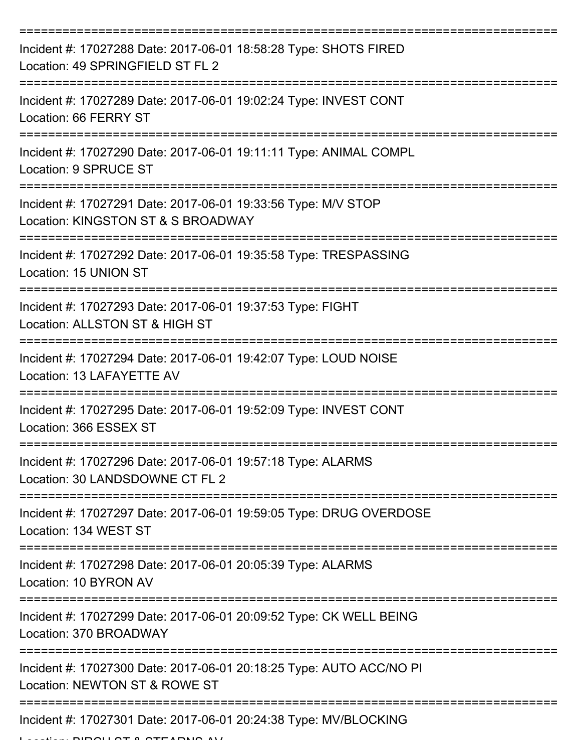===========================================================================

Incident #: 17027288 Date: 2017-06-01 18:58:28 Type: SHOTS FIRED
Location: 49 SPRINGFIELD ST FL 2

===========================================================================

Incident #: 17027289 Date: 2017-06-01 19:02:24 Type: INVEST CONT
Location: 66 FERRY ST

===========================================================================

Incident #: 17027290 Date: 2017-06-01 19:11:11 Type: ANIMAL COMPL
Location: 9 SPRUCE ST

===========================================================================

Incident #: 17027291 Date: 2017-06-01 19:33:56 Type: M/V STOP
Location: KINGSTON ST & S BROADWAY

===========================================================================

Incident #: 17027292 Date: 2017-06-01 19:35:58 Type: TRESPASSING
Location: 15 UNION ST

===========================================================================

Incident #: 17027293 Date: 2017-06-01 19:37:53 Type: FIGHT
Location: ALLSTON ST & HIGH ST

===========================================================================

Incident #: 17027294 Date: 2017-06-01 19:42:07 Type: LOUD NOISE
Location: 13 LAFAYETTE AV

===========================================================================

Incident #: 17027295 Date: 2017-06-01 19:52:09 Type: INVEST CONT
Location: 366 ESSEX ST

===========================================================================

Incident #: 17027296 Date: 2017-06-01 19:57:18 Type: ALARMS
Location: 30 LANDSDOWNE CT FL 2

===========================================================================

Incident #: 17027297 Date: 2017-06-01 19:59:05 Type: DRUG OVERDOSE
Location: 134 WEST ST

===========================================================================

Incident #: 17027298 Date: 2017-06-01 20:05:39 Type: ALARMS
Location: 10 BYRON AV

===========================================================================

Incident #: 17027299 Date: 2017-06-01 20:09:52 Type: CK WELL BEING
Location: 370 BROADWAY

===========================================================================

Incident #: 17027300 Date: 2017-06-01 20:18:25 Type: AUTO ACC/NO PI
Location: NEWTON ST & ROWE ST

===========================================================================

Incident #: 17027301 Date: 2017-06-01 20:24:38 Type: MV/BLOCKING
Location: BIRCH ST & STEARNS AV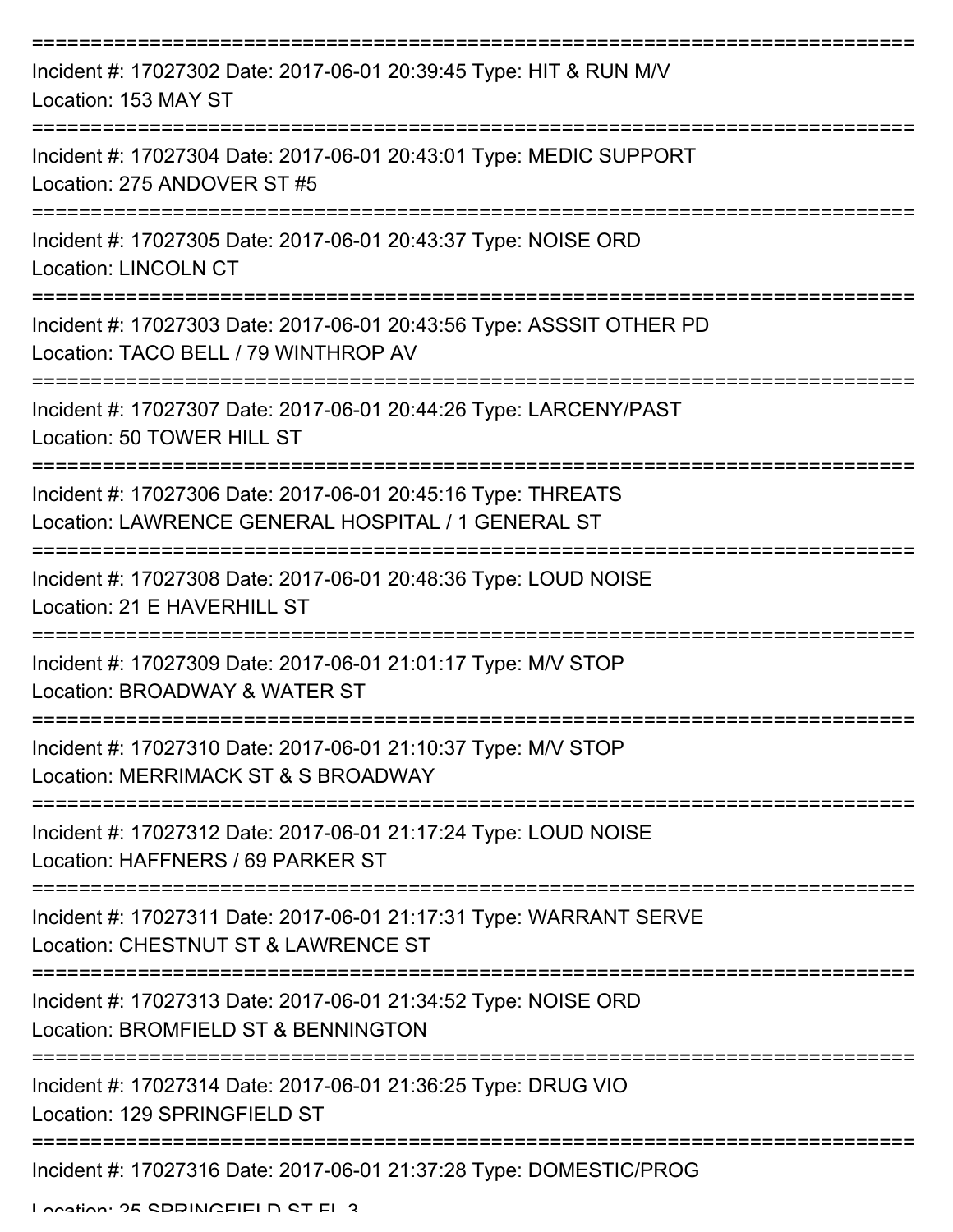Incident #: 17027302 Date: 2017-06-01 20:39:45 Type: HIT & RUN M/V
Location: 153 MAY ST

Incident #: 17027304 Date: 2017-06-01 20:43:01 Type: MEDIC SUPPORT
Location: 275 ANDOVER ST #5

Incident #: 17027305 Date: 2017-06-01 20:43:37 Type: NOISE ORD
Location: LINCOLN CT

Incident #: 17027303 Date: 2017-06-01 20:43:56 Type: ASSSIT OTHER PD
Location: TACO BELL / 79 WINTHROP AV

Incident #: 17027307 Date: 2017-06-01 20:44:26 Type: LARCENY/PAST
Location: 50 TOWER HILL ST

Incident #: 17027306 Date: 2017-06-01 20:45:16 Type: THREATS
Location: LAWRENCE GENERAL HOSPITAL / 1 GENERAL ST

Incident #: 17027308 Date: 2017-06-01 20:48:36 Type: LOUD NOISE
Location: 21 E HAVERHILL ST

Incident #: 17027309 Date: 2017-06-01 21:01:17 Type: M/V STOP
Location: BROADWAY & WATER ST

Incident #: 17027310 Date: 2017-06-01 21:10:37 Type: M/V STOP
Location: MERRIMACK ST & S BROADWAY

Incident #: 17027312 Date: 2017-06-01 21:17:24 Type: LOUD NOISE
Location: HAFFNERS / 69 PARKER ST

Incident #: 17027311 Date: 2017-06-01 21:17:31 Type: WARRANT SERVE
Location: CHESTNUT ST & LAWRENCE ST

Incident #: 17027313 Date: 2017-06-01 21:34:52 Type: NOISE ORD
Location: BROMFIELD ST & BENNINGTON

Incident #: 17027314 Date: 2017-06-01 21:36:25 Type: DRUG VIO
Location: 129 SPRINGFIELD ST

Incident #: 17027316 Date: 2017-06-01 21:37:28 Type: DOMESTIC/PROG
Location: 25 SPRINGFIELD ST FL 3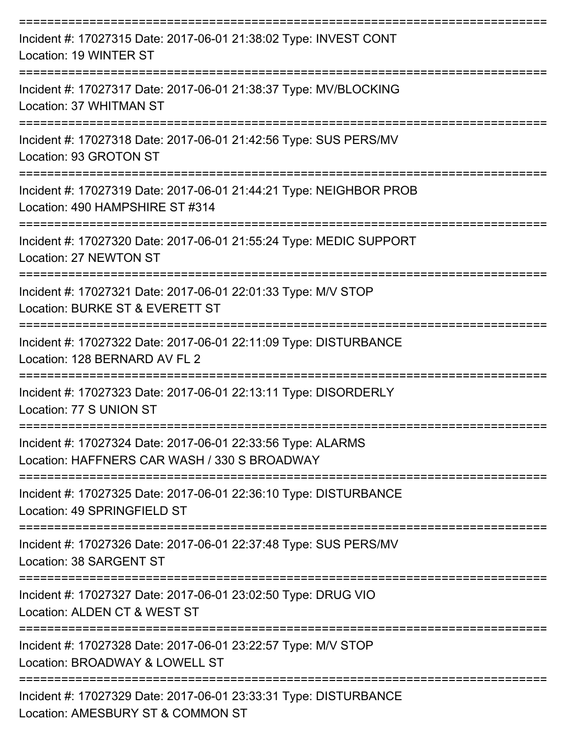===========================================================================

Incident #: 17027315 Date: 2017-06-01 21:38:02 Type: INVEST CONT
Location: 19 WINTER ST

===========================================================================

Incident #: 17027317 Date: 2017-06-01 21:38:37 Type: MV/BLOCKING
Location: 37 WHITMAN ST

===========================================================================

Incident #: 17027318 Date: 2017-06-01 21:42:56 Type: SUS PERS/MV
Location: 93 GROTON ST

===========================================================================

Incident #: 17027319 Date: 2017-06-01 21:44:21 Type: NEIGHBOR PROB
Location: 490 HAMPSHIRE ST #314

===========================================================================

Incident #: 17027320 Date: 2017-06-01 21:55:24 Type: MEDIC SUPPORT
Location: 27 NEWTON ST

===========================================================================

Incident #: 17027321 Date: 2017-06-01 22:01:33 Type: M/V STOP
Location: BURKE ST & EVERETT ST

===========================================================================

Incident #: 17027322 Date: 2017-06-01 22:11:09 Type: DISTURBANCE
Location: 128 BERNARD AV FL 2

===========================================================================

Incident #: 17027323 Date: 2017-06-01 22:13:11 Type: DISORDERLY
Location: 77 S UNION ST

===========================================================================

Incident #: 17027324 Date: 2017-06-01 22:33:56 Type: ALARMS
Location: HAFFNERS CAR WASH / 330 S BROADWAY

===========================================================================

Incident #: 17027325 Date: 2017-06-01 22:36:10 Type: DISTURBANCE
Location: 49 SPRINGFIELD ST

===========================================================================

Incident #: 17027326 Date: 2017-06-01 22:37:48 Type: SUS PERS/MV
Location: 38 SARGENT ST

===========================================================================

Incident #: 17027327 Date: 2017-06-01 23:02:50 Type: DRUG VIO
Location: ALDEN CT & WEST ST

===========================================================================

Incident #: 17027328 Date: 2017-06-01 23:22:57 Type: M/V STOP
Location: BROADWAY & LOWELL ST

===========================================================================

Incident #: 17027329 Date: 2017-06-01 23:33:31 Type: DISTURBANCE
Location: AMESBURY ST & COMMON ST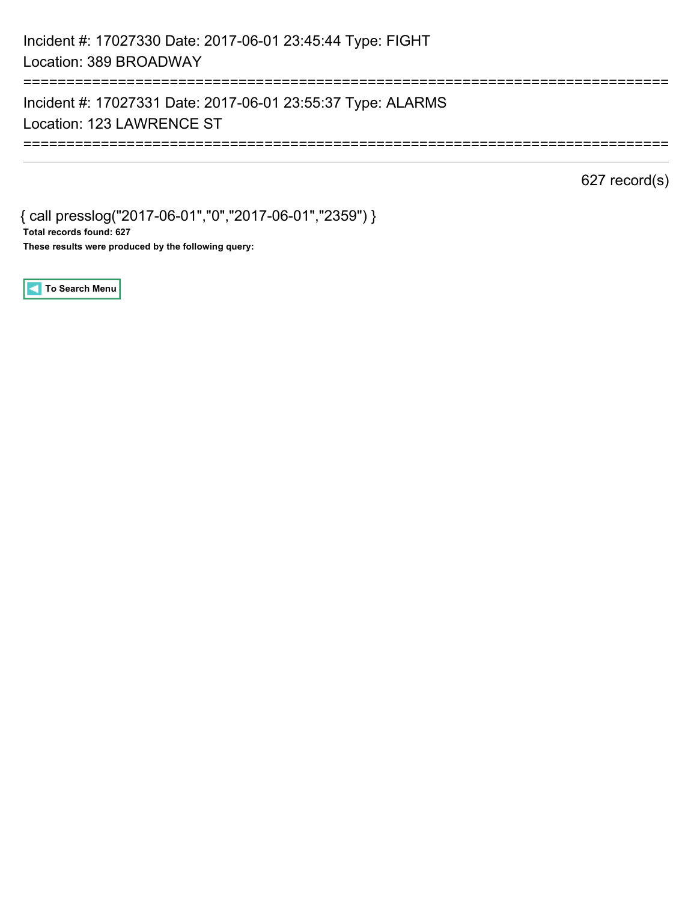Incident #: 17027330 Date: 2017-06-01 23:45:44 Type: FIGHT
Location: 389 BROADWAY

===========================================================================

Incident #: 17027331 Date: 2017-06-01 23:55:37 Type: ALARMS
Location: 123 LAWRENCE ST

===========================================================================

627 record(s)

{ call presslog("2017-06-01","0","2017-06-01","2359") }

**Total records found: 627**

**These results were produced by the following query:**

**To Search Menu**